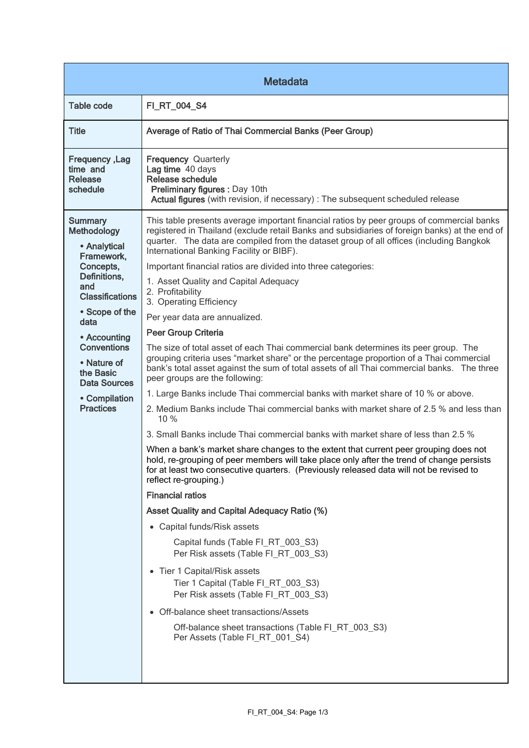## Metadata

| | |
|---|---|
| **Table code** | **FI_RT_004_S4** |
| **Title** | **Average of Ratio of Thai Commercial Banks (Peer Group)** |
| **Frequency ,Lag time and Release schedule** | **Frequency** Quarterly<br>**Lag time** 40 days<br>**Release schedule**<br>**Preliminary figures :** Day 10th<br>**Actual figures** (with revision, if necessary) : The subsequent scheduled release |
| **Summary Methodology**<br>• **Analytical Framework, Concepts, Definitions, and Classifications**<br>• **Scope of the data**<br>• **Accounting Conventions**<br>• **Nature of the Basic Data Sources**<br>• **Compilation Practices** | This table presents average important financial ratios by peer groups of commercial banks registered in Thailand (exclude retail Banks and subsidiaries of foreign banks) at the end of quarter. The data are compiled from the dataset group of all offices (including Bangkok International Banking Facility or BIBF).<br><br>Important financial ratios are divided into three categories:<br>1. Asset Quality and Capital Adequacy<br>2. Profitability<br>3. Operating Efficiency<br><br>Per year data are annualized.<br><br>**Peer Group Criteria**<br><br>The size of total asset of each Thai commercial bank determines its peer group. The grouping criteria uses "market share" or the percentage proportion of a Thai commercial bank's total asset against the sum of total assets of all Thai commercial banks. The three peer groups are the following:<br><br>1. Large Banks include Thai commercial banks with market share of 10 % or above.<br>2. Medium Banks include Thai commercial banks with market share of 2.5 % and less than 10 %<br>3. Small Banks include Thai commercial banks with market share of less than 2.5 %<br><br>When a bank's market share changes to the extent that current peer grouping does not hold, re-grouping of peer members will take place only after the trend of change persists for at least two consecutive quarters. (Previously released data will not be revised to reflect re-grouping.)<br><br>**Financial ratios**<br><br>**Asset Quality and Capital Adequacy Ratio (%)**<br><br>• Capital funds/Risk assets<br>Capital funds (Table FI_RT_003_S3)<br>Per Risk assets (Table FI_RT_003_S3)<br><br>• Tier 1 Capital/Risk assets<br>Tier 1 Capital (Table FI_RT_003_S3)<br>Per Risk assets (Table FI_RT_003_S3)<br><br>• Off-balance sheet transactions/Assets<br>Off-balance sheet transactions (Table FI_RT_003_S3)<br>Per Assets (Table FI_RT_001_S4) |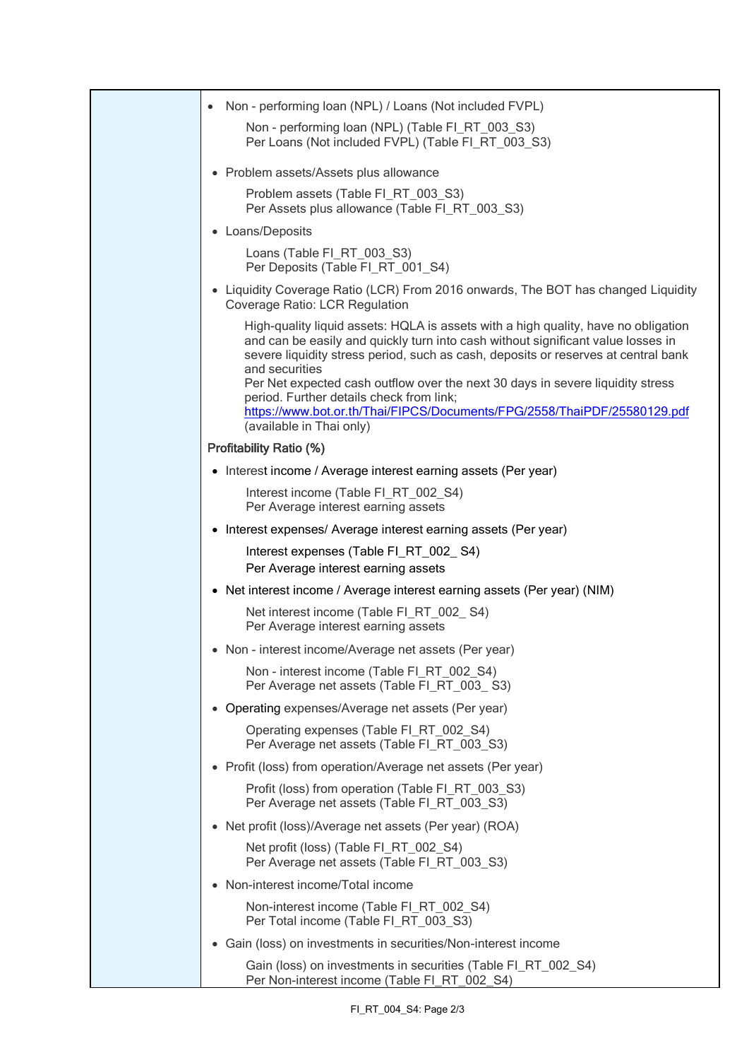- Non - performing loan (NPL) / Loans (Not included FVPL)

  Non - performing loan (NPL) (Table FI_RT_003_S3)
  Per Loans (Not included FVPL) (Table FI_RT_003_S3)

- Problem assets/Assets plus allowance

  Problem assets (Table FI_RT_003_S3)
  Per Assets plus allowance (Table FI_RT_003_S3)

- Loans/Deposits

  Loans (Table FI_RT_003_S3)
  Per Deposits (Table FI_RT_001_S4)

- Liquidity Coverage Ratio (LCR) From 2016 onwards, The BOT has changed Liquidity Coverage Ratio: LCR Regulation

  High-quality liquid assets: HQLA is assets with a high quality, have no obligation and can be easily and quickly turn into cash without significant value losses in severe liquidity stress period, such as cash, deposits or reserves at central bank and securities
  Per Net expected cash outflow over the next 30 days in severe liquidity stress period. Further details check from link;
  https://www.bot.or.th/Thai/FIPCS/Documents/FPG/2558/ThaiPDF/25580129.pdf
  (available in Thai only)

**Profitability Ratio (%)**

- Interest income / Average interest earning assets (Per year)

  Interest income (Table FI_RT_002_S4)
  Per Average interest earning assets

- Interest expenses/ Average interest earning assets (Per year)

  Interest expenses (Table FI_RT_002_ S4)
  Per Average interest earning assets

- Net interest income / Average interest earning assets (Per year) (NIM)

  Net interest income (Table FI_RT_002_ S4)
  Per Average interest earning assets

- Non - interest income/Average net assets (Per year)

  Non - interest income (Table FI_RT_002_S4)
  Per Average net assets (Table FI_RT_003_ S3)

- Operating expenses/Average net assets (Per year)

  Operating expenses (Table FI_RT_002_S4)
  Per Average net assets (Table FI_RT_003_S3)

- Profit (loss) from operation/Average net assets (Per year)

  Profit (loss) from operation (Table FI_RT_003_S3)
  Per Average net assets (Table FI_RT_003_S3)

- Net profit (loss)/Average net assets (Per year) (ROA)

  Net profit (loss) (Table FI_RT_002_S4)
  Per Average net assets (Table FI_RT_003_S3)

- Non-interest income/Total income

  Non-interest income (Table FI_RT_002_S4)
  Per Total income (Table FI_RT_003_S3)

- Gain (loss) on investments in securities/Non-interest income

  Gain (loss) on investments in securities (Table FI_RT_002_S4)
  Per Non-interest income (Table FI_RT_002_S4)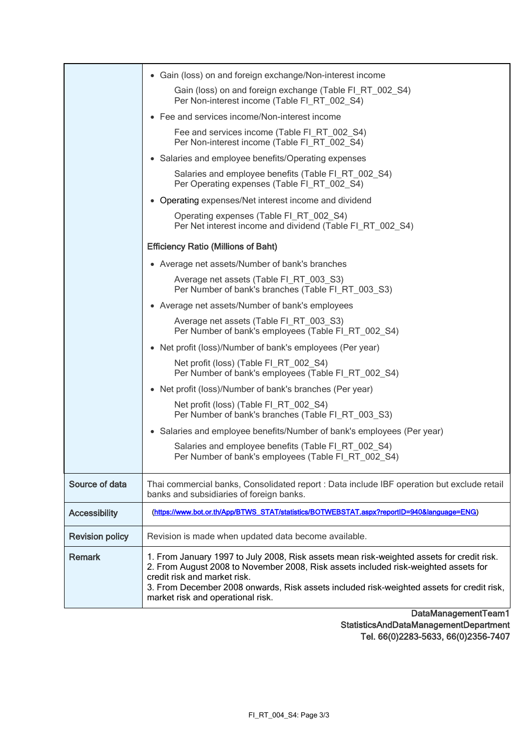| | |
|---|---|
| | • Gain (loss) on and foreign exchange/Non-interest income<br>Gain (loss) on and foreign exchange (Table FI_RT_002_S4)<br>Per Non-interest income (Table FI_RT_002_S4)<br>• Fee and services income/Non-interest income<br>Fee and services income (Table FI_RT_002_S4)<br>Per Non-interest income (Table FI_RT_002_S4)<br>• Salaries and employee benefits/Operating expenses<br>Salaries and employee benefits (Table FI_RT_002_S4)<br>Per Operating expenses (Table FI_RT_002_S4)<br>• Operating expenses/Net interest income and dividend<br>Operating expenses (Table FI_RT_002_S4)<br>Per Net interest income and dividend (Table FI_RT_002_S4)<br>**Efficiency Ratio (Millions of Baht)**<br>• Average net assets/Number of bank's branches<br>Average net assets (Table FI_RT_003_S3)<br>Per Number of bank's branches (Table FI_RT_003_S3)<br>• Average net assets/Number of bank's employees<br>Average net assets (Table FI_RT_003_S3)<br>Per Number of bank's employees (Table FI_RT_002_S4)<br>• Net profit (loss)/Number of bank's employees (Per year)<br>Net profit (loss) (Table FI_RT_002_S4)<br>Per Number of bank's employees (Table FI_RT_002_S4)<br>• Net profit (loss)/Number of bank's branches (Per year)<br>Net profit (loss) (Table FI_RT_002_S4)<br>Per Number of bank's branches (Table FI_RT_003_S3)<br>• Salaries and employee benefits/Number of bank's employees (Per year)<br>Salaries and employee benefits (Table FI_RT_002_S4)<br>Per Number of bank's employees (Table FI_RT_002_S4) |
| **Source of data** | Thai commercial banks, Consolidated report : Data include IBF operation but exclude retail banks and subsidiaries of foreign banks. |
| **Accessibility** | (https://www.bot.or.th/App/BTWS_STAT/statistics/BOTWEBSTAT.aspx?reportID=940&language=ENG) |
| **Revision policy** | Revision is made when updated data become available. |
| **Remark** | 1. From January 1997 to July 2008, Risk assets mean risk-weighted assets for credit risk.<br>2. From August 2008 to November 2008, Risk assets included risk-weighted assets for credit risk and market risk.<br>3. From December 2008 onwards, Risk assets included risk-weighted assets for credit risk, market risk and operational risk. |

DataManagementTeam1
StatisticsAndDataManagementDepartment
Tel. 66(0)2283-5633, 66(0)2356-7407